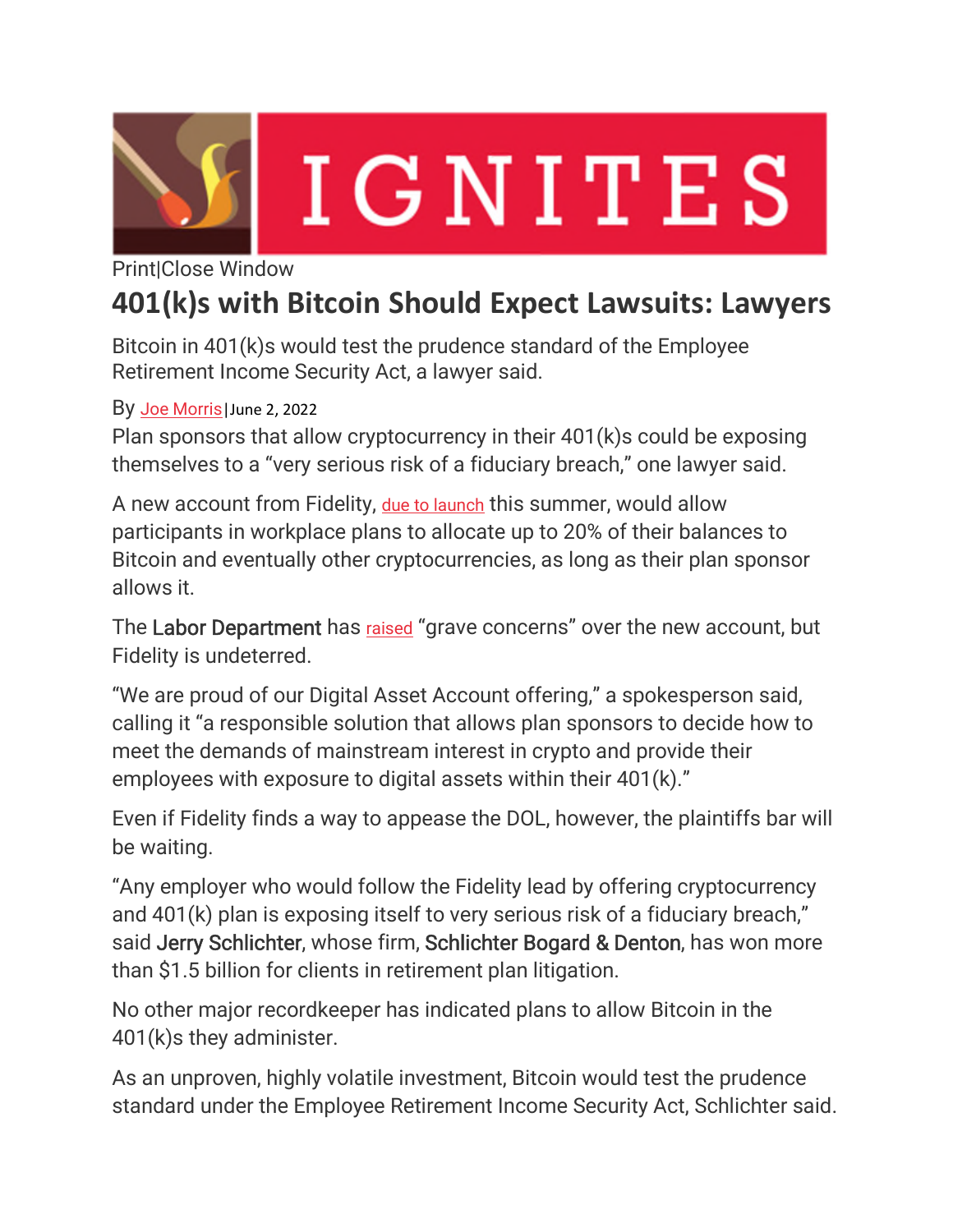IGNITES

Print|Close Window

# 401(k)s with Bitcoin Should Expect Lawsuits: Lawyers

Bitcoin in 401(k)s would test the prudence standard of the Employee Retirement Income Security Act, a lawyer said.

By Joe Morris|June 2, 2022

Plan sponsors that allow cryptocurrency in their 401(k)s could be exposing themselves to a "very serious risk of a fiduciary breach," one lawyer said.

A new account from Fidelity, due to launch this summer, would allow participants in workplace plans to allocate up to 20% of their balances to Bitcoin and eventually other cryptocurrencies, as long as their plan sponsor allows it.

The Labor Department has raised "grave concerns" over the new account, but Fidelity is undeterred.

"We are proud of our Digital Asset Account offering," a spokesperson said, calling it "a responsible solution that allows plan sponsors to decide how to meet the demands of mainstream interest in crypto and provide their employees with exposure to digital assets within their 401(k)."

Even if Fidelity finds a way to appease the DOL, however, the plaintiffs bar will be waiting.

"Any employer who would follow the Fidelity lead by offering cryptocurrency and 401(k) plan is exposing itself to very serious risk of a fiduciary breach," said Jerry Schlichter, whose firm, Schlichter Bogard & Denton, has won more than $1.5 billion for clients in retirement plan litigation.

No other major recordkeeper has indicated plans to allow Bitcoin in the 401(k)s they administer.

As an unproven, highly volatile investment, Bitcoin would test the prudence standard under the Employee Retirement Income Security Act, Schlichter said.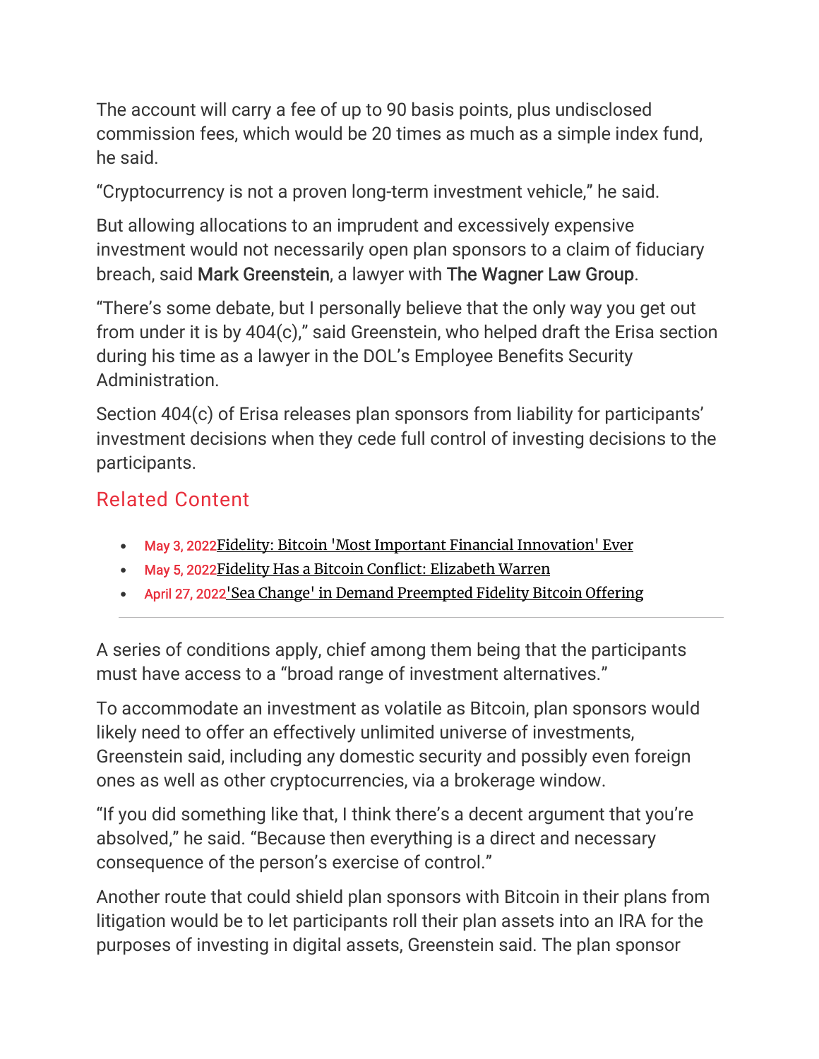The account will carry a fee of up to 90 basis points, plus undisclosed commission fees, which would be 20 times as much as a simple index fund, he said.

“Cryptocurrency is not a proven long-term investment vehicle,” he said.

But allowing allocations to an imprudent and excessively expensive investment would not necessarily open plan sponsors to a claim of fiduciary breach, said Mark Greenstein, a lawyer with The Wagner Law Group.

“There’s some debate, but I personally believe that the only way you get out from under it is by 404(c),” said Greenstein, who helped draft the Erisa section during his time as a lawyer in the DOL’s Employee Benefits Security Administration.

Section 404(c) of Erisa releases plan sponsors from liability for participants’ investment decisions when they cede full control of investing decisions to the participants.

## Related Content

- May 3, 2022 Fidelity: Bitcoin 'Most Important Financial Innovation' Ever
- May 5, 2022 Fidelity Has a Bitcoin Conflict: Elizabeth Warren
- April 27, 2022 'Sea Change' in Demand Preempted Fidelity Bitcoin Offering

---

A series of conditions apply, chief among them being that the participants must have access to a “broad range of investment alternatives.”

To accommodate an investment as volatile as Bitcoin, plan sponsors would likely need to offer an effectively unlimited universe of investments, Greenstein said, including any domestic security and possibly even foreign ones as well as other cryptocurrencies, via a brokerage window.

“If you did something like that, I think there’s a decent argument that you’re absolved,” he said. “Because then everything is a direct and necessary consequence of the person’s exercise of control.”

Another route that could shield plan sponsors with Bitcoin in their plans from litigation would be to let participants roll their plan assets into an IRA for the purposes of investing in digital assets, Greenstein said. The plan sponsor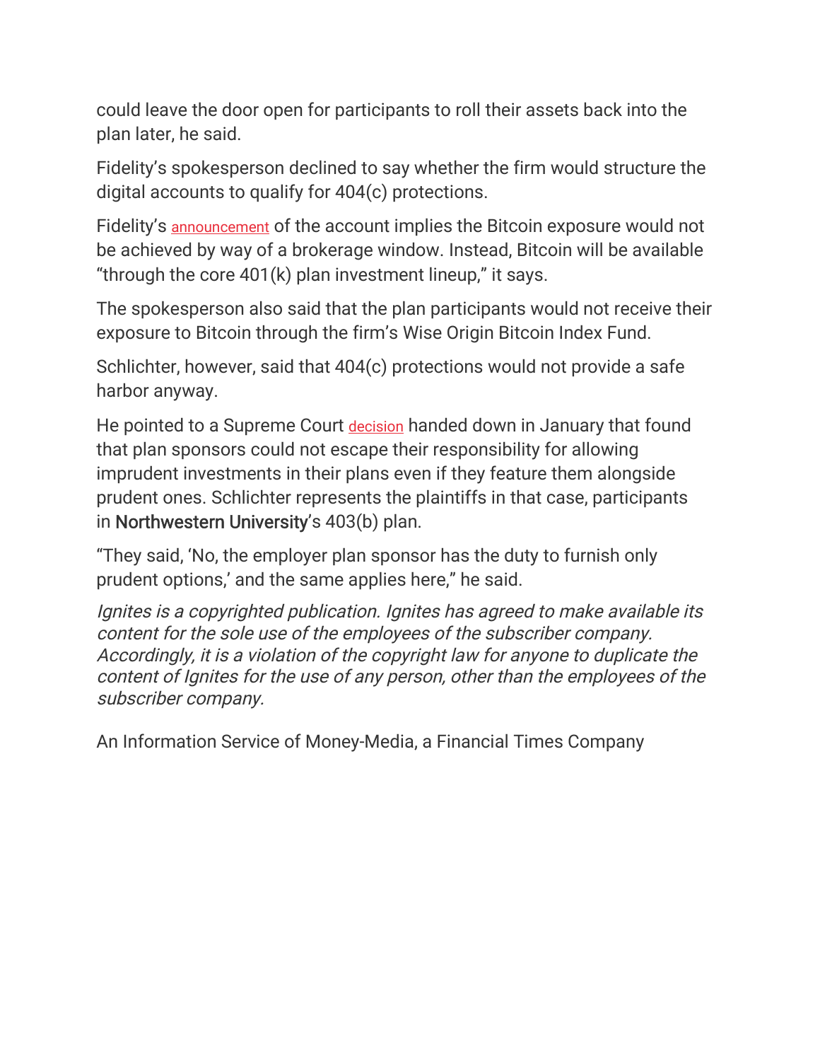could leave the door open for participants to roll their assets back into the plan later, he said.

Fidelity's spokesperson declined to say whether the firm would structure the digital accounts to qualify for 404(c) protections.

Fidelity's announcement of the account implies the Bitcoin exposure would not be achieved by way of a brokerage window. Instead, Bitcoin will be available "through the core 401(k) plan investment lineup," it says.

The spokesperson also said that the plan participants would not receive their exposure to Bitcoin through the firm's Wise Origin Bitcoin Index Fund.

Schlichter, however, said that 404(c) protections would not provide a safe harbor anyway.

He pointed to a Supreme Court decision handed down in January that found that plan sponsors could not escape their responsibility for allowing imprudent investments in their plans even if they feature them alongside prudent ones. Schlichter represents the plaintiffs in that case, participants in Northwestern University's 403(b) plan.

"They said, 'No, the employer plan sponsor has the duty to furnish only prudent options,' and the same applies here," he said.

*Ignites is a copyrighted publication. Ignites has agreed to make available its content for the sole use of the employees of the subscriber company. Accordingly, it is a violation of the copyright law for anyone to duplicate the content of Ignites for the use of any person, other than the employees of the subscriber company.*

An Information Service of Money-Media, a Financial Times Company